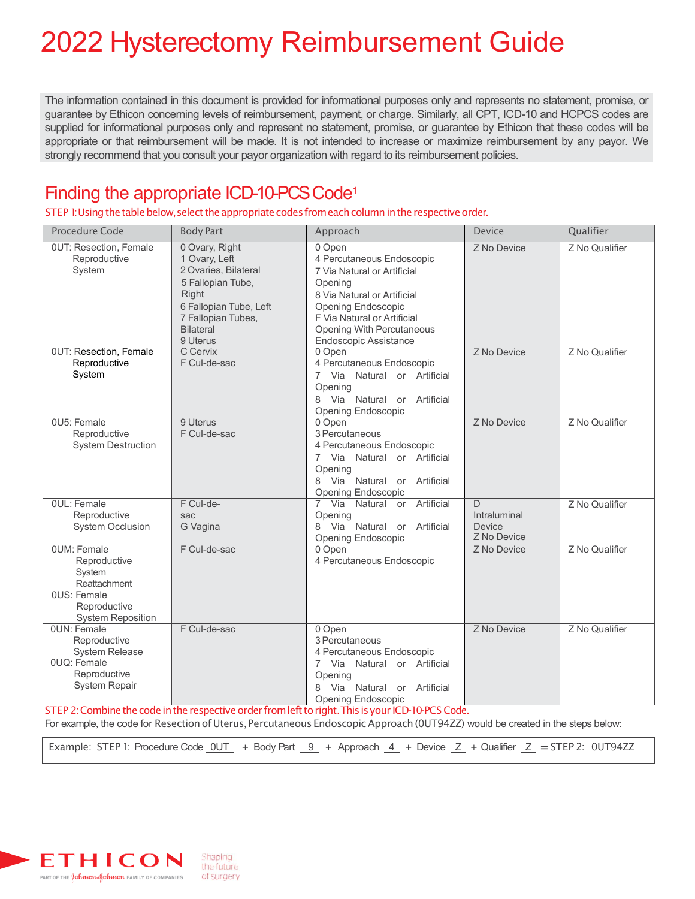# 2022 Hysterectomy Reimbursement Guide

The information contained in this document is provided for informational purposes only and represents no statement, promise, or guarantee by Ethicon concerning levels of reimbursement, payment, or charge. Similarly, all CPT, ICD-10 and HCPCS codes are supplied for informational purposes only and represent no statement, promise, or guarantee by Ethicon that these codes will be appropriate or that reimbursement will be made. It is not intended to increase or maximize reimbursement by any payor. We strongly recommend that you consult your payor organization with regard to its reimbursement policies.

## Finding the appropriate ICD-10-PCS Code[1]

STEP 1: Using the table below, select the appropriate codes from each column in the respective order.

| Procedure Code | Body Part | Approach | Device | Qualifier |
|---|---|---|---|---|
| 0UT: Resection, Female Reproductive System | 0 Ovary, Right<br>1 Ovary, Left<br>2 Ovaries, Bilateral<br>5 Fallopian Tube, Right<br>6 Fallopian Tube, Left<br>7 Fallopian Tubes, Bilateral<br>9 Uterus | 0 Open<br>4 Percutaneous Endoscopic<br>7 Via Natural or Artificial Opening<br>8 Via Natural or Artificial Opening Endoscopic<br>F Via Natural or Artificial Opening With Percutaneous Endoscopic Assistance | Z No Device | Z No Qualifier |
| 0UT: Resection, Female Reproductive System | C Cervix<br>F Cul-de-sac | 0 Open<br>4 Percutaneous Endoscopic<br>7 Via Natural or Artificial Opening<br>8 Via Natural or Artificial Opening Endoscopic | Z No Device | Z No Qualifier |
| 0U5: Female Reproductive System Destruction | 9 Uterus<br>F Cul-de-sac | 0 Open<br>3 Percutaneous<br>4 Percutaneous Endoscopic<br>7 Via Natural or Artificial Opening<br>8 Via Natural or Artificial Opening Endoscopic | Z No Device | Z No Qualifier |
| 0UL: Female Reproductive System Occlusion | F Cul-de-sac<br>G Vagina | 7 Via Natural or Artificial Opening<br>8 Via Natural or Artificial Opening Endoscopic | D Intraluminal Device<br>Z No Device | Z No Qualifier |
| 0UM: Female Reproductive System Reattachment<br>0US: Female Reproductive System Reposition | F Cul-de-sac | 0 Open<br>4 Percutaneous Endoscopic | Z No Device | Z No Qualifier |
| 0UN: Female Reproductive System Release<br>0UQ: Female Reproductive System Repair | F Cul-de-sac | 0 Open<br>3 Percutaneous<br>4 Percutaneous Endoscopic<br>7 Via Natural or Artificial Opening<br>8 Via Natural or Artificial Opening Endoscopic | Z No Device | Z No Qualifier |

STEP 2: Combine the code in the respective order from left to right. This is your ICD-10-PCS Code.

For example, the code for Resection of Uterus, Percutaneous Endoscopic Approach (0UT94ZZ) would be created in the steps below:

Example: STEP 1: Procedure Code 0UT + Body Part 9 + Approach 4 + Device Z + Qualifier Z = STEP 2: 0UT94ZZ

ETHICON
PART OF THE Johnson & Johnson FAMILY OF COMPANIES
Shaping the future of surgery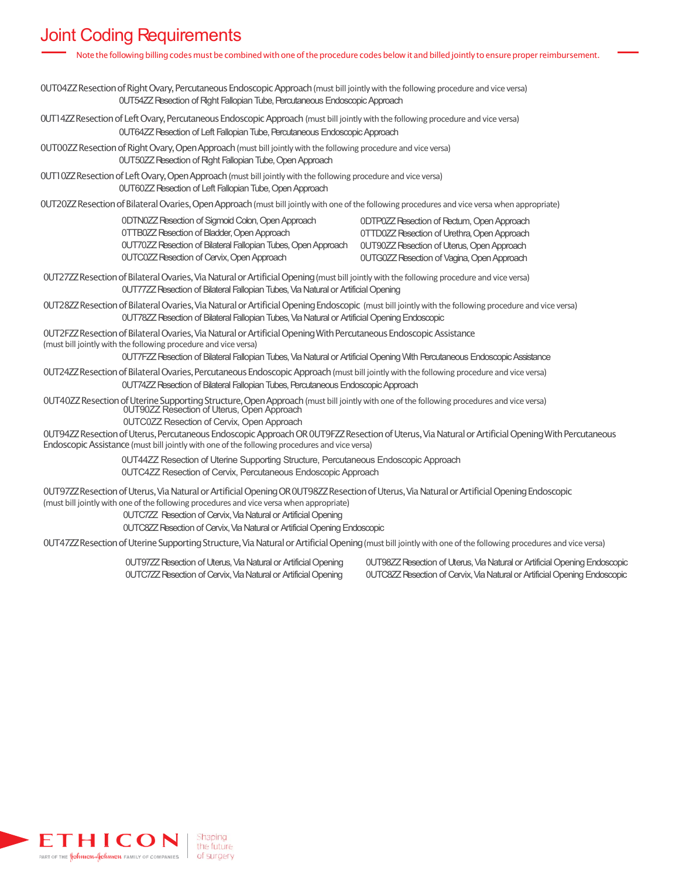# Joint Coding Requirements

Note the following billing codes must be combined with one of the procedure codes below it and billed jointly to ensure proper reimbursement.

**0UT04ZZ Resection of Right Ovary, Percutaneous Endoscopic Approach** (must bill jointly with the following procedure and vice versa)

- 0UT54ZZ Resection of Right Fallopian Tube, Percutaneous Endoscopic Approach

**0UT14ZZ Resection of Left Ovary, Percutaneous Endoscopic Approach** (must bill jointly with the following procedure and vice versa)

- 0UT64ZZ Resection of Left Fallopian Tube, Percutaneous Endoscopic Approach

**0UT00ZZ Resection of Right Ovary, Open Approach** (must bill jointly with the following procedure and vice versa)

- 0UT50ZZ Resection of Right Fallopian Tube, Open Approach

**0UT10ZZ Resection of Left Ovary, Open Approach** (must bill jointly with the following procedure and vice versa)

- 0UT60ZZ Resection of Left Fallopian Tube, Open Approach

**0UT20ZZ Resection of Bilateral Ovaries, Open Approach** (must bill jointly with one of the following procedures and vice versa when appropriate)

- 0DTN0ZZ Resection of Sigmoid Colon, Open Approach
- 0TTB0ZZ Resection of Bladder, Open Approach
- 0UT70ZZ Resection of Bilateral Fallopian Tubes, Open Approach
- 0UTC0ZZ Resection of Cervix, Open Approach
- 0DTP0ZZ Resection of Rectum, Open Approach
- 0TTD0ZZ Resection of Urethra, Open Approach
- 0UT90ZZ Resection of Uterus, Open Approach
- 0UTG0ZZ Resection of Vagina, Open Approach

**0UT27ZZ Resection of Bilateral Ovaries, Via Natural or Artificial Opening** (must bill jointly with the following procedure and vice versa)

- 0UT77ZZ Resection of Bilateral Fallopian Tubes, Via Natural or Artificial Opening

**0UT28ZZ Resection of Bilateral Ovaries, Via Natural or Artificial Opening Endoscopic** (must bill jointly with the following procedure and vice versa)

- 0UT78ZZ Resection of Bilateral Fallopian Tubes, Via Natural or Artificial Opening Endoscopic

**0UT2FZZ Resection of Bilateral Ovaries, Via Natural or Artificial Opening With Percutaneous Endoscopic Assistance** (must bill jointly with the following procedure and vice versa)

- 0UT7FZZ Resection of Bilateral Fallopian Tubes, Via Natural or Artificial Opening With Percutaneous Endoscopic Assistance

**0UT24ZZ Resection of Bilateral Ovaries, Percutaneous Endoscopic Approach** (must bill jointly with the following procedure and vice versa)

- 0UT74ZZ Resection of Bilateral Fallopian Tubes, Percutaneous Endoscopic Approach

**0UT40ZZ Resection of Uterine Supporting Structure, Open Approach** (must bill jointly with one of the following procedures and vice versa)

- 0UT90ZZ Resection of Uterus, Open Approach
- 0UTC0ZZ Resection of Cervix, Open Approach

**0UT94ZZ Resection of Uterus, Percutaneous Endoscopic Approach OR 0UT9FZZ Resection of Uterus, Via Natural or Artificial Opening With Percutaneous Endoscopic Assistance** (must bill jointly with one of the following procedures and vice versa)

- 0UT44ZZ Resection of Uterine Supporting Structure, Percutaneous Endoscopic Approach
- 0UTC4ZZ Resection of Cervix, Percutaneous Endoscopic Approach

**0UT97ZZ Resection of Uterus, Via Natural or Artificial Opening OR 0UT98ZZ Resection of Uterus, Via Natural or Artificial Opening Endoscopic** (must bill jointly with one of the following procedures and vice versa when appropriate)

- 0UTC7ZZ Resection of Cervix, Via Natural or Artificial Opening
- 0UTC8ZZ Resection of Cervix, Via Natural or Artificial Opening Endoscopic

**0UT47ZZ Resection of Uterine Supporting Structure, Via Natural or Artificial Opening** (must bill jointly with one of the following procedures and vice versa)

- 0UT97ZZ Resection of Uterus, Via Natural or Artificial Opening
- 0UTC7ZZ Resection of Cervix, Via Natural or Artificial Opening
- 0UT98ZZ Resection of Uterus, Via Natural or Artificial Opening Endoscopic
- 0UTC8ZZ Resection of Cervix, Via Natural or Artificial Opening Endoscopic

ETHICON
PART OF THE Johnson & Johnson FAMILY OF COMPANIES
Shaping the future of surgery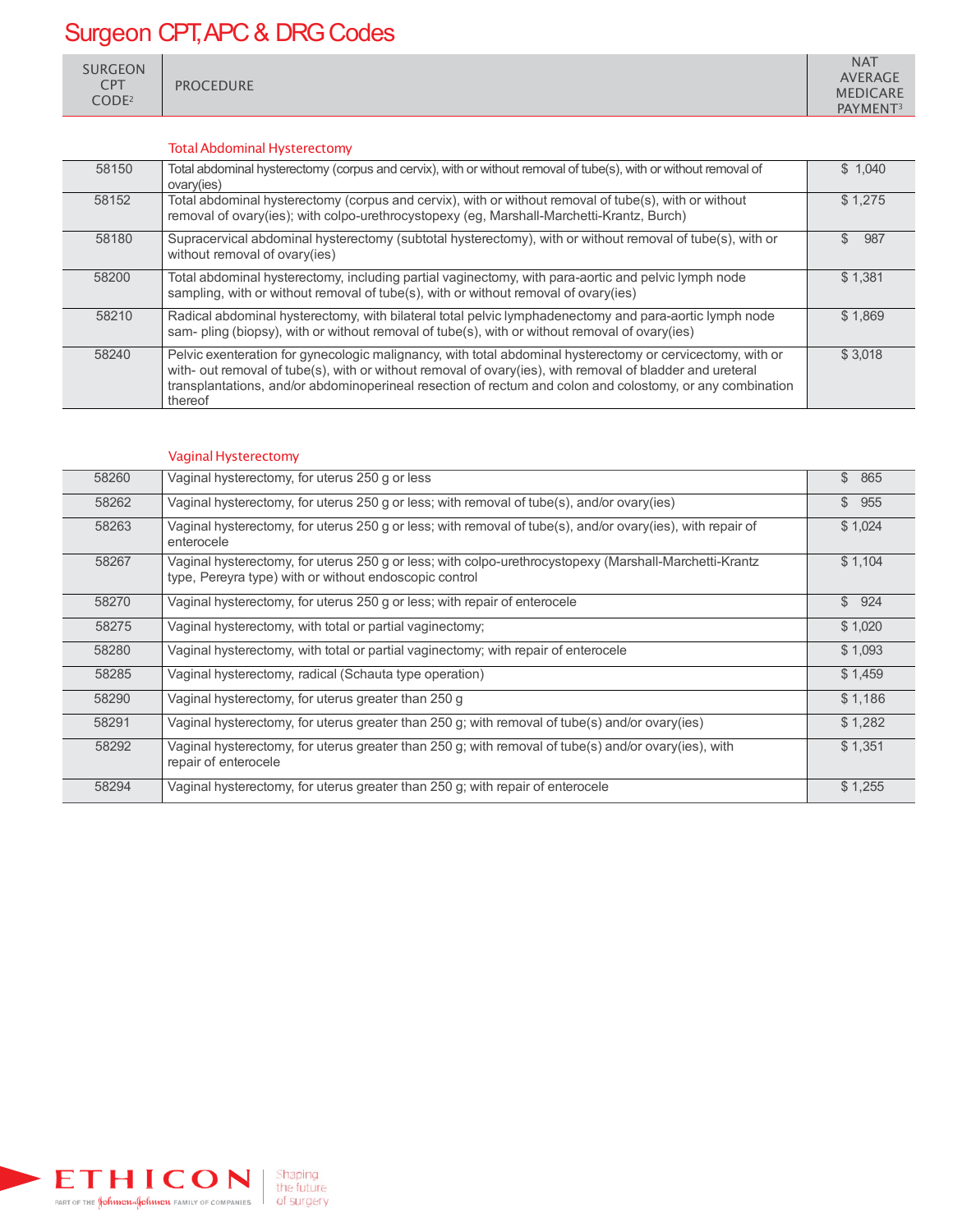# Surgeon CPT, APC & DRG Codes

| SURGEON CPT CODE[2] | PROCEDURE | NAT AVERAGE MEDICARE PAYMENT[3] |
|---|---|---|
| | **Total Abdominal Hysterectomy** | |
| 58150 | Total abdominal hysterectomy (corpus and cervix), with or without removal of tube(s), with or without removal of ovary(ies) | $ 1,040 |
| 58152 | Total abdominal hysterectomy (corpus and cervix), with or without removal of tube(s), with or without removal of ovary(ies); with colpo-urethrocystopexy (eg, Marshall-Marchetti-Krantz, Burch) | $ 1,275 |
| 58180 | Supracervical abdominal hysterectomy (subtotal hysterectomy), with or without removal of tube(s), with or without removal of ovary(ies) | $ 987 |
| 58200 | Total abdominal hysterectomy, including partial vaginectomy, with para-aortic and pelvic lymph node sampling, with or without removal of tube(s), with or without removal of ovary(ies) | $ 1,381 |
| 58210 | Radical abdominal hysterectomy, with bilateral total pelvic lymphadenectomy and para-aortic lymph node sam- pling (biopsy), with or without removal of tube(s), with or without removal of ovary(ies) | $ 1,869 |
| 58240 | Pelvic exenteration for gynecologic malignancy, with total abdominal hysterectomy or cervicectomy, with or with- out removal of tube(s), with or without removal of ovary(ies), with removal of bladder and ureteral transplantations, and/or abdominoperineal resection of rectum and colon and colostomy, or any combination thereof | $ 3,018 |
| | **Vaginal Hysterectomy** | |
| 58260 | Vaginal hysterectomy, for uterus 250 g or less | $ 865 |
| 58262 | Vaginal hysterectomy, for uterus 250 g or less; with removal of tube(s), and/or ovary(ies) | $ 955 |
| 58263 | Vaginal hysterectomy, for uterus 250 g or less; with removal of tube(s), and/or ovary(ies), with repair of enterocele | $ 1,024 |
| 58267 | Vaginal hysterectomy, for uterus 250 g or less; with colpo-urethrocystopexy (Marshall-Marchetti-Krantz type, Pereyra type) with or without endoscopic control | $ 1,104 |
| 58270 | Vaginal hysterectomy, for uterus 250 g or less; with repair of enterocele | $ 924 |
| 58275 | Vaginal hysterectomy, with total or partial vaginectomy; | $ 1,020 |
| 58280 | Vaginal hysterectomy, with total or partial vaginectomy; with repair of enterocele | $ 1,093 |
| 58285 | Vaginal hysterectomy, radical (Schauta type operation) | $ 1,459 |
| 58290 | Vaginal hysterectomy, for uterus greater than 250 g | $ 1,186 |
| 58291 | Vaginal hysterectomy, for uterus greater than 250 g; with removal of tube(s) and/or ovary(ies) | $ 1,282 |
| 58292 | Vaginal hysterectomy, for uterus greater than 250 g; with removal of tube(s) and/or ovary(ies), with repair of enterocele | $ 1,351 |
| 58294 | Vaginal hysterectomy, for uterus greater than 250 g; with repair of enterocele | $ 1,255 |

ETHICON
PART OF THE Johnson & Johnson FAMILY OF COMPANIES
Shaping the future of surgery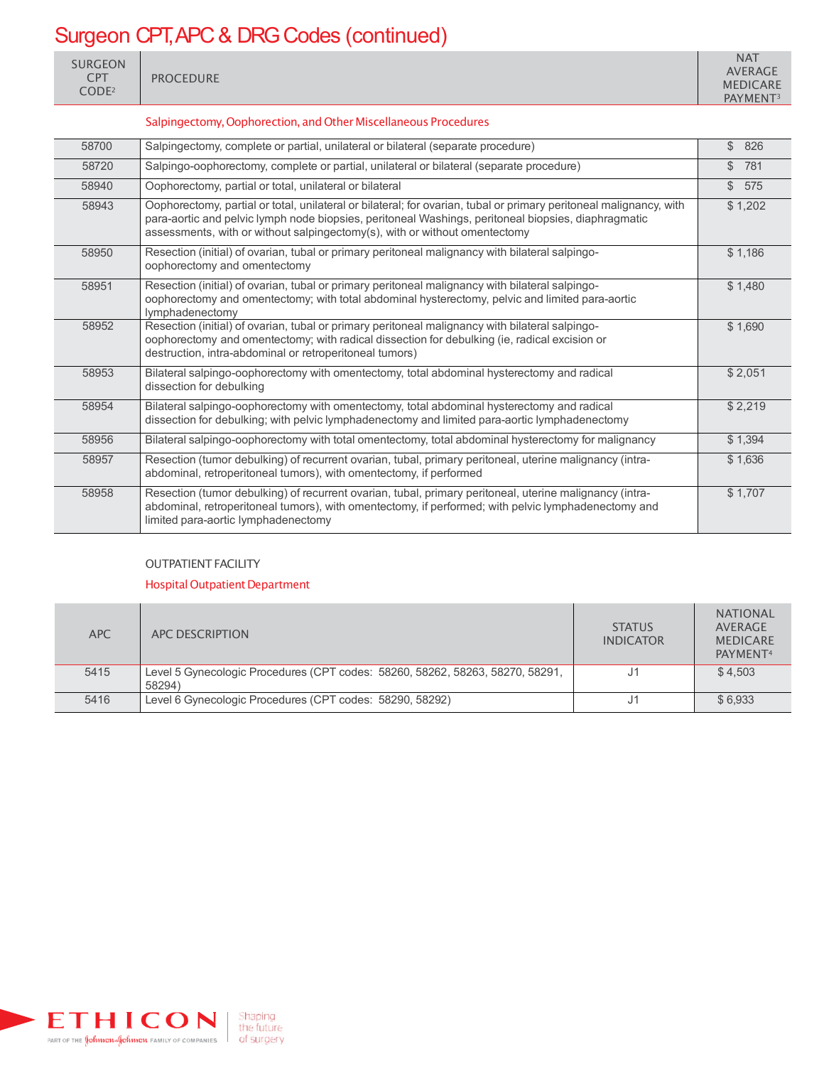# Surgeon CPT, APC & DRG Codes (continued)

| SURGEON CPT CODE[2] | PROCEDURE | NAT AVERAGE MEDICARE PAYMENT[3] |
|---|---|---|
| | **Salpingectomy, Oophorection, and Other Miscellaneous Procedures** | |
| 58700 | Salpingectomy, complete or partial, unilateral or bilateral (separate procedure) | $ 826 |
| 58720 | Salpingo-oophorectomy, complete or partial, unilateral or bilateral (separate procedure) | $ 781 |
| 58940 | Oophorectomy, partial or total, unilateral or bilateral | $ 575 |
| 58943 | Oophorectomy, partial or total, unilateral or bilateral; for ovarian, tubal or primary peritoneal malignancy, with para-aortic and pelvic lymph node biopsies, peritoneal Washings, peritoneal biopsies, diaphragmatic assessments, with or without salpingectomy(s), with or without omentectomy | $ 1,202 |
| 58950 | Resection (initial) of ovarian, tubal or primary peritoneal malignancy with bilateral salpingo-oophorectomy and omentectomy | $ 1,186 |
| 58951 | Resection (initial) of ovarian, tubal or primary peritoneal malignancy with bilateral salpingo-oophorectomy and omentectomy; with total abdominal hysterectomy, pelvic and limited para-aortic lymphadenectomy | $ 1,480 |
| 58952 | Resection (initial) of ovarian, tubal or primary peritoneal malignancy with bilateral salpingo-oophorectomy and omentectomy; with radical dissection for debulking (ie, radical excision or destruction, intra-abdominal or retroperitoneal tumors) | $ 1,690 |
| 58953 | Bilateral salpingo-oophorectomy with omentectomy, total abdominal hysterectomy and radical dissection for debulking | $ 2,051 |
| 58954 | Bilateral salpingo-oophorectomy with omentectomy, total abdominal hysterectomy and radical dissection for debulking; with pelvic lymphadenectomy and limited para-aortic lymphadenectomy | $ 2,219 |
| 58956 | Bilateral salpingo-oophorectomy with total omentectomy, total abdominal hysterectomy for malignancy | $ 1,394 |
| 58957 | Resection (tumor debulking) of recurrent ovarian, tubal, primary peritoneal, uterine malignancy (intra-abdominal, retroperitoneal tumors), with omentectomy, if performed | $ 1,636 |
| 58958 | Resection (tumor debulking) of recurrent ovarian, tubal, primary peritoneal, uterine malignancy (intra-abdominal, retroperitoneal tumors), with omentectomy, if performed; with pelvic lymphadenectomy and limited para-aortic lymphadenectomy | $ 1,707 |

OUTPATIENT FACILITY

**Hospital Outpatient Department**

| APC | APC DESCRIPTION | STATUS INDICATOR | NATIONAL AVERAGE MEDICARE PAYMENT[4] |
|---|---|---|---|
| 5415 | Level 5 Gynecologic Procedures (CPT codes: 58260, 58262, 58263, 58270, 58291, 58294) | J1 | $ 4,503 |
| 5416 | Level 6 Gynecologic Procedures (CPT codes: 58290, 58292) | J1 | $ 6,933 |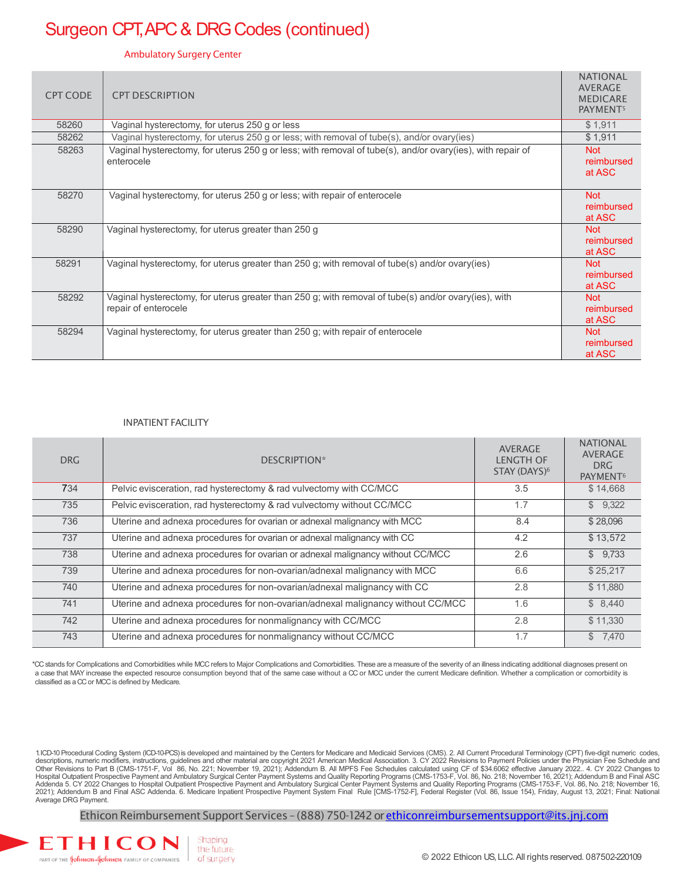# Surgeon CPT, APC & DRG Codes (continued)

Ambulatory Surgery Center

| CPT CODE | CPT DESCRIPTION | NATIONAL AVERAGE MEDICARE PAYMENT[5] |
|---|---|---|
| 58260 | Vaginal hysterectomy, for uterus 250 g or less | $ 1,911 |
| 58262 | Vaginal hysterectomy, for uterus 250 g or less; with removal of tube(s), and/or ovary(ies) | $ 1,911 |
| 58263 | Vaginal hysterectomy, for uterus 250 g or less; with removal of tube(s), and/or ovary(ies), with repair of enterocele | Not reimbursed at ASC |
| 58270 | Vaginal hysterectomy, for uterus 250 g or less; with repair of enterocele | Not reimbursed at ASC |
| 58290 | Vaginal hysterectomy, for uterus greater than 250 g | Not reimbursed at ASC |
| 58291 | Vaginal hysterectomy, for uterus greater than 250 g; with removal of tube(s) and/or ovary(ies) | Not reimbursed at ASC |
| 58292 | Vaginal hysterectomy, for uterus greater than 250 g; with removal of tube(s) and/or ovary(ies), with repair of enterocele | Not reimbursed at ASC |
| 58294 | Vaginal hysterectomy, for uterus greater than 250 g; with repair of enterocele | Not reimbursed at ASC |

INPATIENT FACILITY

| DRG | DESCRIPTION* | AVERAGE LENGTH OF STAY (DAYS)[6] | NATIONAL AVERAGE DRG PAYMENT[6] |
|---|---|---|---|
| 734 | Pelvic evisceration, rad hysterectomy & rad vulvectomy with CC/MCC | 3.5 | $ 14,668 |
| 735 | Pelvic evisceration, rad hysterectomy & rad vulvectomy without CC/MCC | 1.7 | $ 9,322 |
| 736 | Uterine and adnexa procedures for ovarian or adnexal malignancy with MCC | 8.4 | $ 28,096 |
| 737 | Uterine and adnexa procedures for ovarian or adnexal malignancy with CC | 4.2 | $ 13,572 |
| 738 | Uterine and adnexa procedures for ovarian or adnexal malignancy without CC/MCC | 2.6 | $ 9,733 |
| 739 | Uterine and adnexa procedures for non-ovarian/adnexal malignancy with MCC | 6.6 | $ 25,217 |
| 740 | Uterine and adnexa procedures for non-ovarian/adnexal malignancy with CC | 2.8 | $ 11,880 |
| 741 | Uterine and adnexa procedures for non-ovarian/adnexal malignancy without CC/MCC | 1.6 | $ 8,440 |
| 742 | Uterine and adnexa procedures for nonmalignancy with CC/MCC | 2.8 | $ 11,330 |
| 743 | Uterine and adnexa procedures for nonmalignancy without CC/MCC | 1.7 | $ 7,470 |

*CC stands for Complications and Comorbidities while MCC refers to Major Complications and Comorbidities. These are a measure of the severity of an illness indicating additional diagnoses present on a case that MAY increase the expected resource consumption beyond that of the same case without a CC or MCC under the current Medicare definition. Whether a complication or comorbidity is classified as a CC or MCC is defined by Medicare.

1. ICD-10 Procedural Coding System (ICD-10-PCS) is developed and maintained by the Centers for Medicare and Medicaid Services (CMS). 2. All Current Procedural Terminology (CPT) five-digit numeric codes, descriptions, numeric modifiers, instructions, guidelines and other material are copyright 2021 American Medical Association. 3. CY 2022 Revisions to Payment Policies under the Physician Fee Schedule and Other Revisions to Part B (CMS-1751-F, Vol 86, No. 221; November 19, 2021); Addendum B. All MPFS Fee Schedules calculated using CF of $34.6062 effective January 2022.. 4. CY 2022 Changes to Hospital Outpatient Prospective Payment and Ambulatory Surgical Center Payment Systems and Quality Reporting Programs (CMS-1753-F, Vol. 86, No. 218; November 16, 2021); Addendum B and Final ASC Addenda 5. CY 2022 Changes to Hospital Outpatient Prospective Payment and Ambulatory Surgical Center Payment Systems and Quality Reporting Programs (CMS-1753-F, Vol. 86, No. 218; November 16, 2021); Addendum B and Final ASC Addenda. 6. Medicare Inpatient Prospective Payment System Final Rule [CMS-1752-F], Federal Register (Vol. 86, Issue 154), Friday, August 13, 2021; Final: National Average DRG Payment.

Ethicon Reimbursement Support Services – (888) 750-1242 or ethiconreimbursementsupport@its.jnj.com

ETHICON PART OF THE Johnson & Johnson FAMILY OF COMPANIES | Shaping the future of surgery

© 2022 Ethicon US, LLC. All rights reserved. 087502-220109